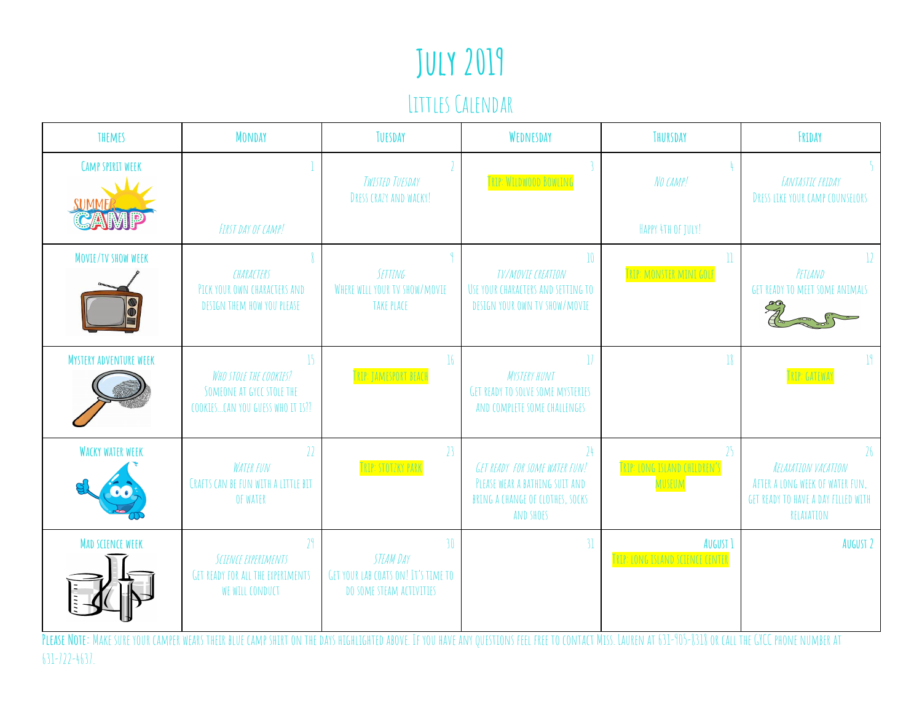# July 2019

## Littles Calendar

| Themes | Monday | Tuesday | Wednesday | Thursday | Friday |
|---|---|---|---|---|---|
| Camp spirit week | 1<br>*First day of camp!* | 2<br>*Twisted Tuesday*<br>Dress crazy and wacky! | 3<br>Trip: Wildwood Bowling | 4<br>*No camp!*<br>Happy 4th of July! | 5<br>*Fantastic Friday*<br>Dress like your camp counselors |
| Movie/TV show week | 8<br>*Characters*<br>Pick your own characters and design them how you please | 9<br>*Setting*<br>Where will your TV show/movie take place | 10<br>*TV/Movie Creation*<br>Use your characters and setting to design your own TV show/movie | 11<br>Trip: Monster Mini Golf | 12<br>*Petland*<br>Get ready to meet some animals |
| Mystery adventure week | 15<br>*Who stole the cookies?*<br>Someone at GYCC stole the cookies…can you guess who it is?? | 16<br>Trip: Jamesport Beach | 17<br>*Mystery Hunt*<br>Get ready to solve some mysteries and complete some challenges | 18 | 19<br>Trip: Gateway |
| Wacky water week | 22<br>*Water Fun*<br>Crafts can be fun with a little bit of water | 23<br>Trip: Stotzky Park | 24<br>*Get ready for some water fun!*<br>Please wear a bathing suit and bring a change of clothes, socks and shoes | 25<br>Trip: Long Island Children's Museum | 26<br>*Relaxation Vacation*<br>After a long week of water fun, get ready to have a day filled with relaxation |
| Mad science week | 29<br>*Science Experiments*<br>Get ready for all the experiments we will conduct | 30<br>*STEAM Day*<br>Get your lab coats on! It's time to do some STEAM activities | 31 | August 1<br>Trip: Long Island Science Center | August 2 |

**Please Note:** Make sure your camper wears their blue camp shirt on the days highlighted above. If you have any questions feel free to contact Miss. Lauren at 631-905-8318 or call the GYCC phone number at 631-722-4637.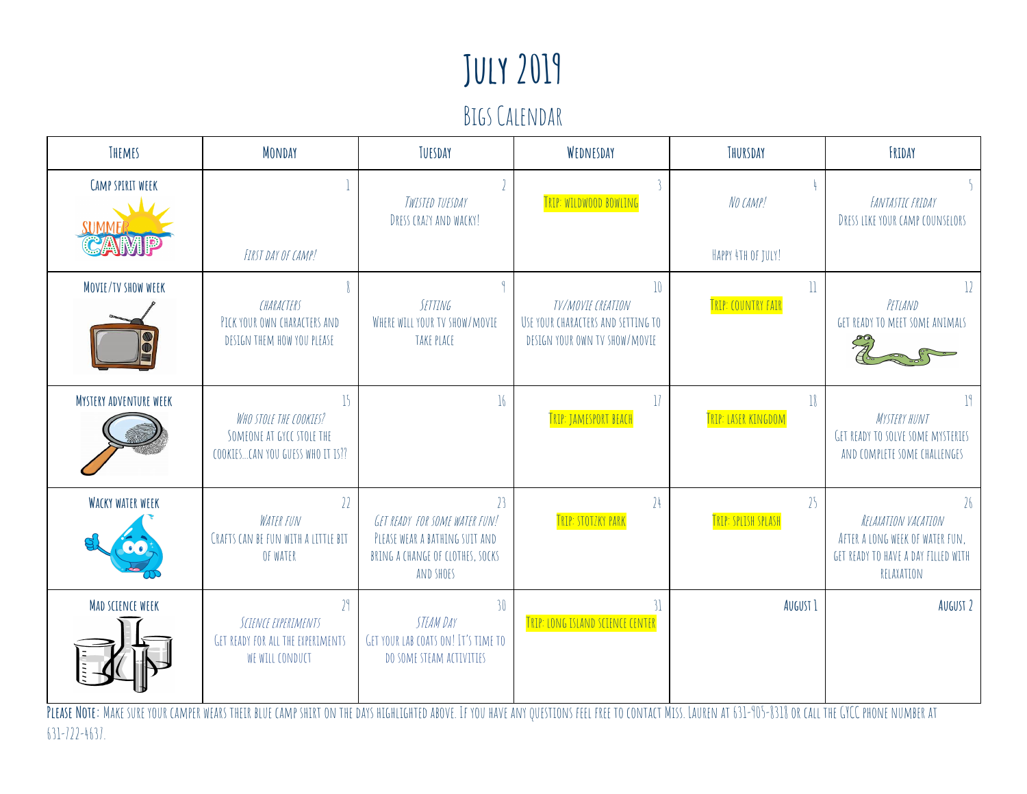# July 2019

## Bigs Calendar

| Themes | Monday | Tuesday | Wednesday | Thursday | Friday |
|---|---|---|---|---|---|
| Camp spirit week | 1 *First day of camp!* | 2 *Twisted Tuesday* Dress crazy and wacky! | 3 Trip: Wildwood Bowling | 4 *No camp!* Happy 4th of July! | 5 *Fantastic Friday* Dress like your camp counselors |
| Movie/TV show week | 8 *Characters* Pick your own characters and design them how you please | 9 *Setting* Where will your TV show/movie take place | 10 *TV/Movie Creation* Use your characters and setting to design your own TV show/movie | 11 Trip: Country Fair | 12 *Petland* Get ready to meet some animals |
| Mystery adventure week | 15 *Who stole the cookies?* Someone at GYCC stole the cookies...can you guess who it is?? | 16 | 17 Trip: Jamesport Beach | 18 Trip: Laser Kingdom | 19 *Mystery Hunt* Get ready to solve some mysteries and complete some challenges |
| Wacky water week | 22 *Water Fun* Crafts can be fun with a little bit of water | 23 *Get ready for some water fun!* Please wear a bathing suit and bring a change of clothes, socks and shoes | 24 Trip: Stotzky Park | 25 Trip: Splish Splash | 26 *Relaxation Vacation* After a long week of water fun, get ready to have a day filled with relaxation |
| Mad science week | 29 *Science Experiments* Get ready for all the experiments we will conduct | 30 *STEAM Day* Get your lab coats on! It's time to do some STEAM activities | 31 Trip: Long Island Science Center | August 1 | August 2 |

**Please Note:** Make sure your camper wears their blue camp shirt on the days highlighted above. If you have any questions feel free to contact Miss. Lauren at 631-905-8318 or call the GYCC phone number at 631-722-4637.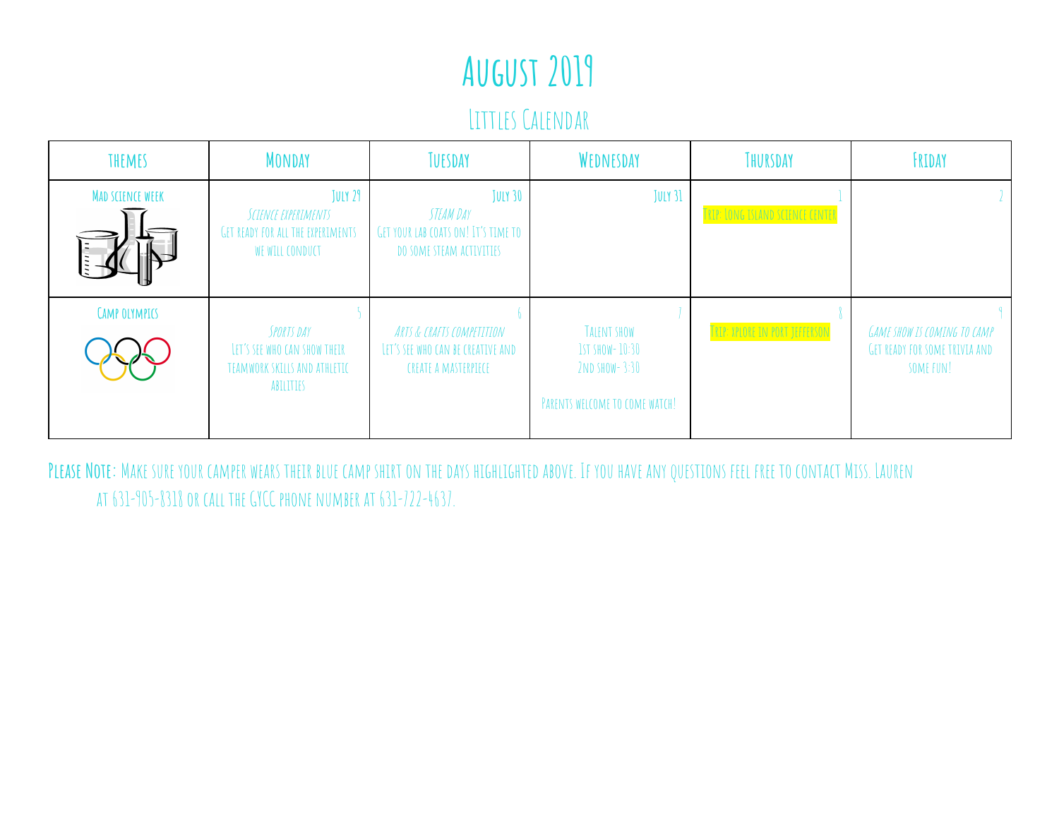# August 2019

## Littles Calendar

| Themes | Monday | Tuesday | Wednesday | Thursday | Friday |
|---|---|---|---|---|---|
| Mad science week | July 29<br>*Science experiments*<br>Get ready for all the experiments we will conduct | July 30<br>*STEAM Day*<br>Get your lab coats on! It's time to do some STEAM activities | July 31 | 1<br>Trip: Long Island Science Center | 2 |
| Camp olympics | 5<br>*Sports day*<br>Let's see who can show their teamwork skills and athletic abilities | 6<br>*Arts & crafts competition*<br>Let's see who can be creative and create a masterpiece | 7<br>Talent show<br>1st show- 10:30<br>2nd show- 3:30<br><br>Parents welcome to come watch! | 8<br>Trip: Xplore in Port Jefferson | 9<br>*Game show is coming to camp*<br>Get ready for some trivia and some fun! |

**Please Note:** Make sure your camper wears their blue camp shirt on the days highlighted above. If you have any questions feel free to contact Miss. Lauren at 631-905-8318 or call the GYCC phone number at 631-722-4637.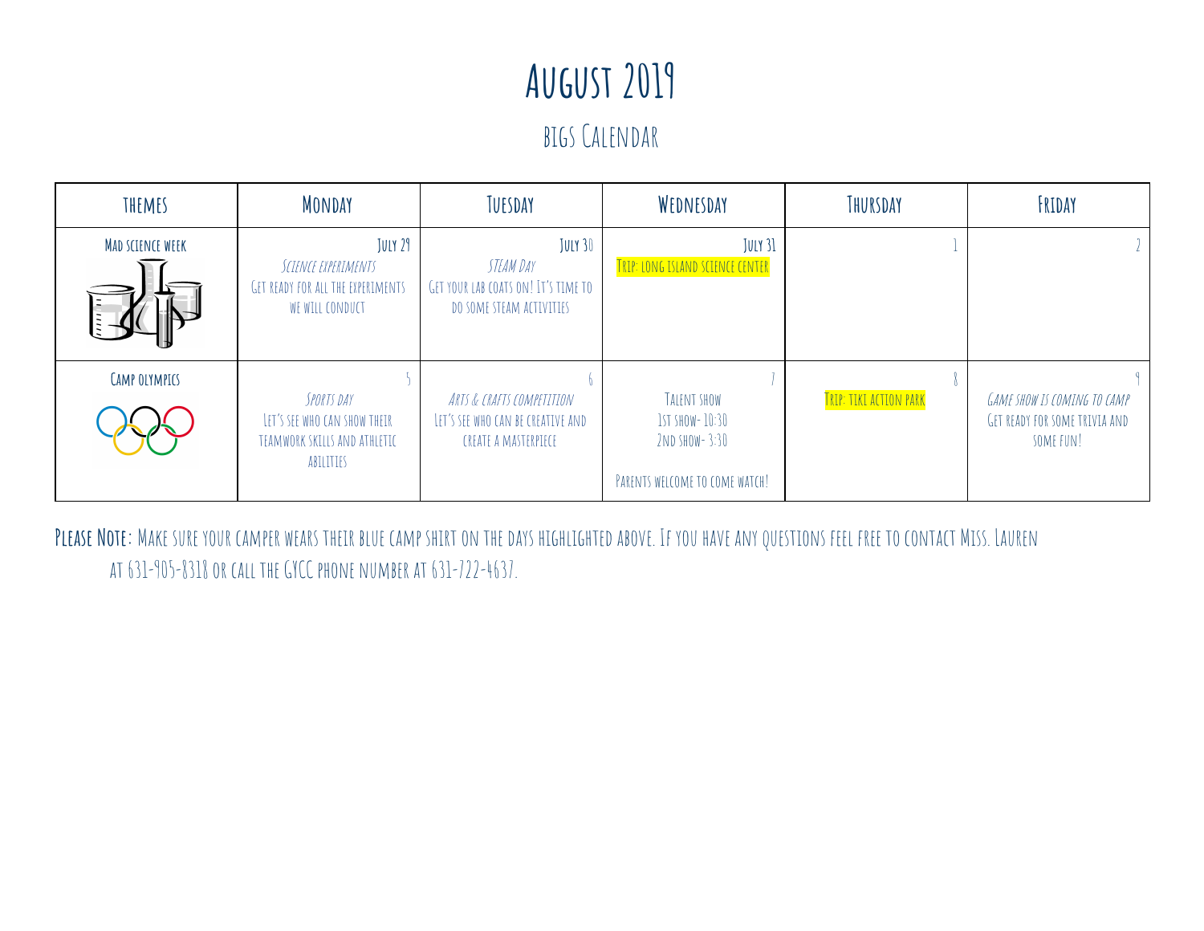# August 2019

## bigs Calendar

| Themes | Monday | Tuesday | Wednesday | Thursday | Friday |
|---|---|---|---|---|---|
| Mad science week | July 29<br>*Science experiments*<br>Get ready for all the experiments we will conduct | July 30<br>*STEAM Day*<br>Get your lab coats on! It's time to do some STEAM activities | July 31<br>Trip: Long Island Science Center | 1 | 2 |
| Camp olympics | 5<br>*Sports day*<br>Let's see who can show their teamwork skills and athletic abilities | 6<br>*Arts & crafts competition*<br>Let's see who can be creative and create a masterpiece | 7<br>Talent show<br>1st show- 10:30<br>2nd show- 3:30<br><br>Parents welcome to come watch! | 8<br>Trip: Tiki Action Park | 9<br>*Game show is coming to camp*<br>Get ready for some trivia and some fun! |

**Please Note**: Make sure your camper wears their blue camp shirt on the days highlighted above. If you have any questions feel free to contact Miss. Lauren at 631-905-8318 or call the GYCC phone number at 631-722-4637.